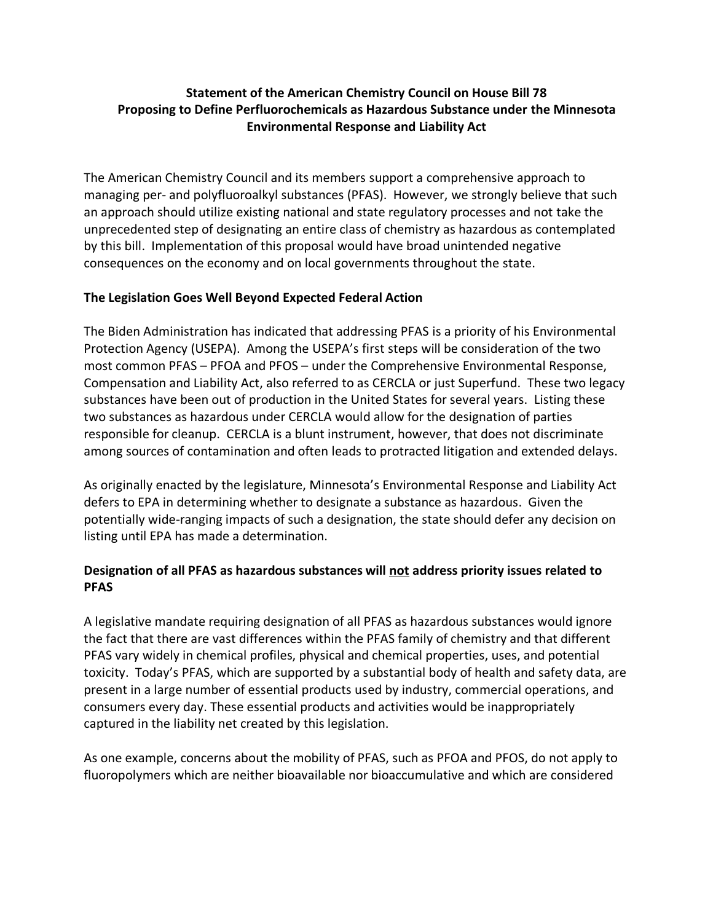**Statement of the American Chemistry Council on House Bill 78**
**Proposing to Define Perfluorochemicals as Hazardous Substance under the Minnesota Environmental Response and Liability Act**

The American Chemistry Council and its members support a comprehensive approach to managing per- and polyfluoroalkyl substances (PFAS). However, we strongly believe that such an approach should utilize existing national and state regulatory processes and not take the unprecedented step of designating an entire class of chemistry as hazardous as contemplated by this bill. Implementation of this proposal would have broad unintended negative consequences on the economy and on local governments throughout the state.

## The Legislation Goes Well Beyond Expected Federal Action

The Biden Administration has indicated that addressing PFAS is a priority of his Environmental Protection Agency (USEPA). Among the USEPA's first steps will be consideration of the two most common PFAS – PFOA and PFOS – under the Comprehensive Environmental Response, Compensation and Liability Act, also referred to as CERCLA or just Superfund. These two legacy substances have been out of production in the United States for several years. Listing these two substances as hazardous under CERCLA would allow for the designation of parties responsible for cleanup. CERCLA is a blunt instrument, however, that does not discriminate among sources of contamination and often leads to protracted litigation and extended delays.

As originally enacted by the legislature, Minnesota's Environmental Response and Liability Act defers to EPA in determining whether to designate a substance as hazardous. Given the potentially wide-ranging impacts of such a designation, the state should defer any decision on listing until EPA has made a determination.

## Designation of all PFAS as hazardous substances will <u>not</u> address priority issues related to PFAS

A legislative mandate requiring designation of all PFAS as hazardous substances would ignore the fact that there are vast differences within the PFAS family of chemistry and that different PFAS vary widely in chemical profiles, physical and chemical properties, uses, and potential toxicity. Today's PFAS, which are supported by a substantial body of health and safety data, are present in a large number of essential products used by industry, commercial operations, and consumers every day. These essential products and activities would be inappropriately captured in the liability net created by this legislation.

As one example, concerns about the mobility of PFAS, such as PFOA and PFOS, do not apply to fluoropolymers which are neither bioavailable nor bioaccumulative and which are considered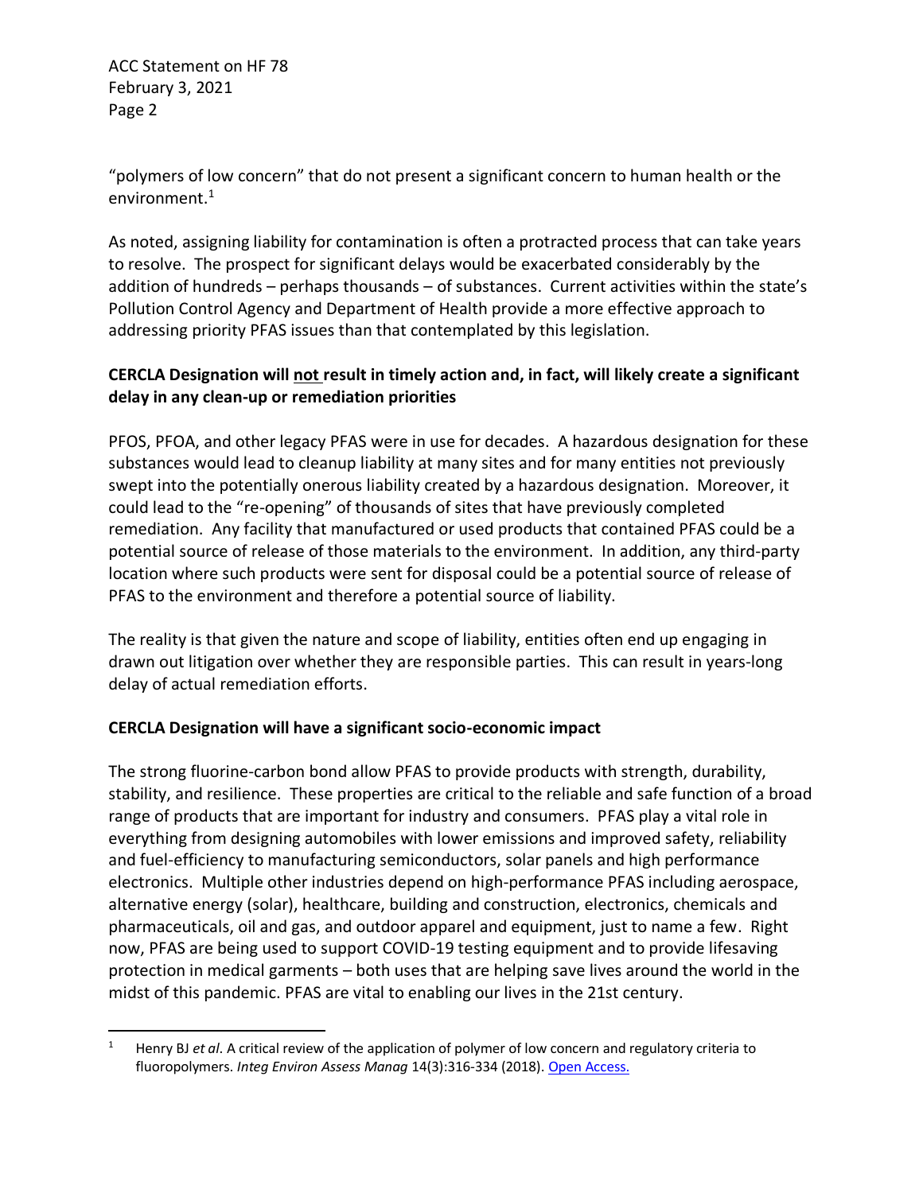"polymers of low concern" that do not present a significant concern to human health or the environment.[1]

As noted, assigning liability for contamination is often a protracted process that can take years to resolve. The prospect for significant delays would be exacerbated considerably by the addition of hundreds – perhaps thousands – of substances. Current activities within the state's Pollution Control Agency and Department of Health provide a more effective approach to addressing priority PFAS issues than that contemplated by this legislation.

**CERCLA Designation will <u>not</u> result in timely action and, in fact, will likely create a significant delay in any clean-up or remediation priorities**

PFOS, PFOA, and other legacy PFAS were in use for decades. A hazardous designation for these substances would lead to cleanup liability at many sites and for many entities not previously swept into the potentially onerous liability created by a hazardous designation. Moreover, it could lead to the "re-opening" of thousands of sites that have previously completed remediation. Any facility that manufactured or used products that contained PFAS could be a potential source of release of those materials to the environment. In addition, any third-party location where such products were sent for disposal could be a potential source of release of PFAS to the environment and therefore a potential source of liability.

The reality is that given the nature and scope of liability, entities often end up engaging in drawn out litigation over whether they are responsible parties. This can result in years-long delay of actual remediation efforts.

**CERCLA Designation will have a significant socio-economic impact**

The strong fluorine-carbon bond allow PFAS to provide products with strength, durability, stability, and resilience. These properties are critical to the reliable and safe function of a broad range of products that are important for industry and consumers. PFAS play a vital role in everything from designing automobiles with lower emissions and improved safety, reliability and fuel-efficiency to manufacturing semiconductors, solar panels and high performance electronics. Multiple other industries depend on high-performance PFAS including aerospace, alternative energy (solar), healthcare, building and construction, electronics, chemicals and pharmaceuticals, oil and gas, and outdoor apparel and equipment, just to name a few. Right now, PFAS are being used to support COVID-19 testing equipment and to provide lifesaving protection in medical garments – both uses that are helping save lives around the world in the midst of this pandemic. PFAS are vital to enabling our lives in the 21st century.

---

[1] Henry BJ *et al*. A critical review of the application of polymer of low concern and regulatory criteria to fluoropolymers. *Integ Environ Assess Manag* 14(3):316-334 (2018). Open Access.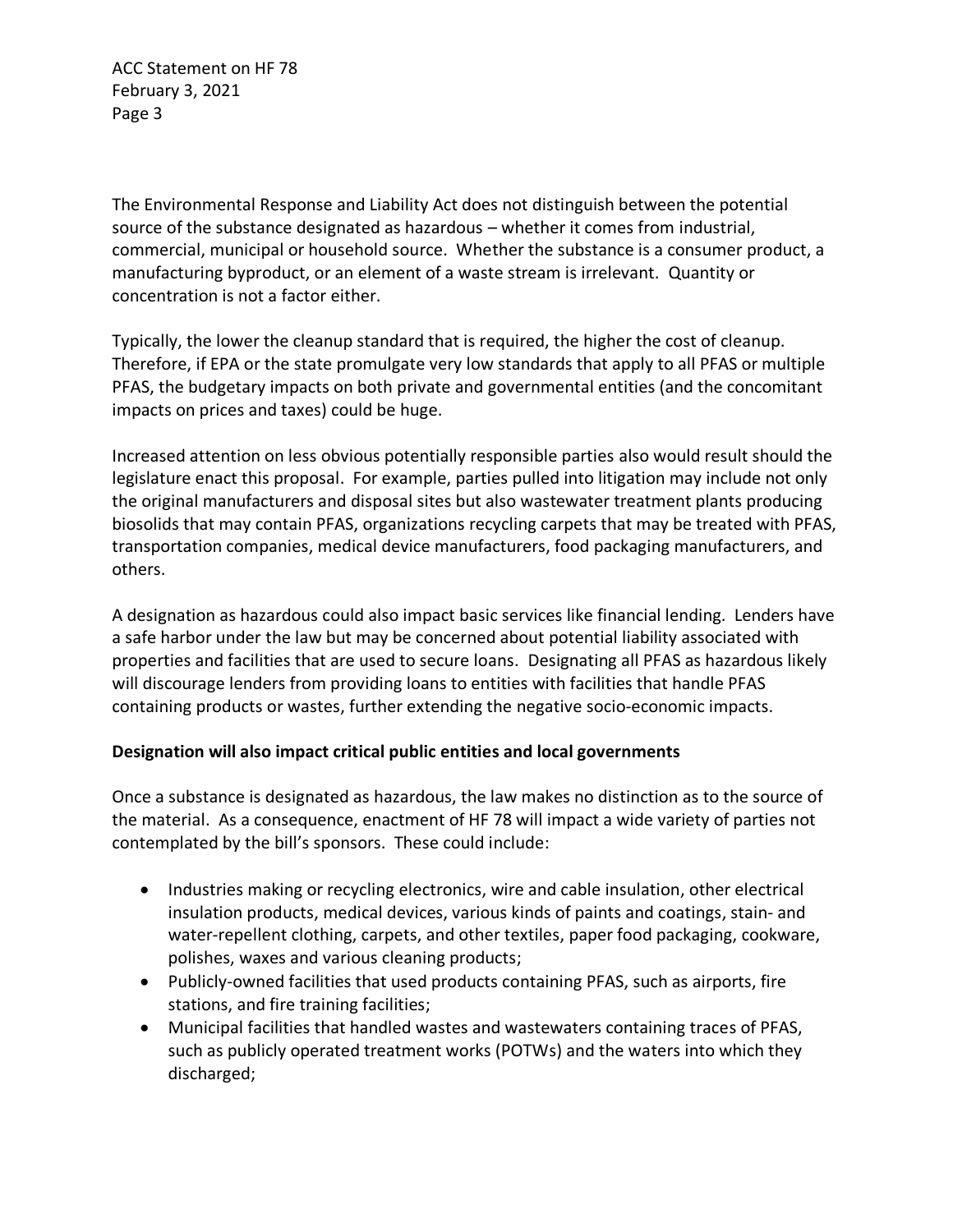The Environmental Response and Liability Act does not distinguish between the potential source of the substance designated as hazardous – whether it comes from industrial, commercial, municipal or household source. Whether the substance is a consumer product, a manufacturing byproduct, or an element of a waste stream is irrelevant. Quantity or concentration is not a factor either.

Typically, the lower the cleanup standard that is required, the higher the cost of cleanup. Therefore, if EPA or the state promulgate very low standards that apply to all PFAS or multiple PFAS, the budgetary impacts on both private and governmental entities (and the concomitant impacts on prices and taxes) could be huge.

Increased attention on less obvious potentially responsible parties also would result should the legislature enact this proposal. For example, parties pulled into litigation may include not only the original manufacturers and disposal sites but also wastewater treatment plants producing biosolids that may contain PFAS, organizations recycling carpets that may be treated with PFAS, transportation companies, medical device manufacturers, food packaging manufacturers, and others.

A designation as hazardous could also impact basic services like financial lending. Lenders have a safe harbor under the law but may be concerned about potential liability associated with properties and facilities that are used to secure loans. Designating all PFAS as hazardous likely will discourage lenders from providing loans to entities with facilities that handle PFAS containing products or wastes, further extending the negative socio-economic impacts.

**Designation will also impact critical public entities and local governments**

Once a substance is designated as hazardous, the law makes no distinction as to the source of the material. As a consequence, enactment of HF 78 will impact a wide variety of parties not contemplated by the bill's sponsors. These could include:

- Industries making or recycling electronics, wire and cable insulation, other electrical insulation products, medical devices, various kinds of paints and coatings, stain- and water-repellent clothing, carpets, and other textiles, paper food packaging, cookware, polishes, waxes and various cleaning products;
- Publicly-owned facilities that used products containing PFAS, such as airports, fire stations, and fire training facilities;
- Municipal facilities that handled wastes and wastewaters containing traces of PFAS, such as publicly operated treatment works (POTWs) and the waters into which they discharged;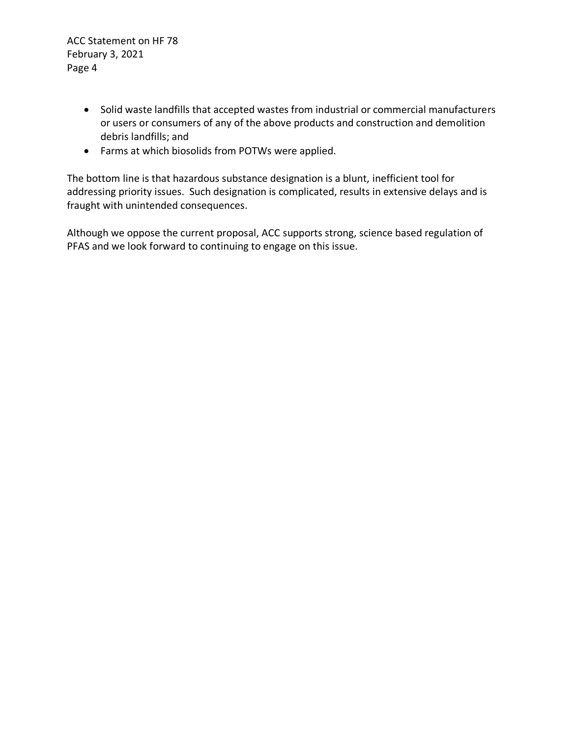- Solid waste landfills that accepted wastes from industrial or commercial manufacturers or users or consumers of any of the above products and construction and demolition debris landfills; and
- Farms at which biosolids from POTWs were applied.

The bottom line is that hazardous substance designation is a blunt, inefficient tool for addressing priority issues. Such designation is complicated, results in extensive delays and is fraught with unintended consequences.

Although we oppose the current proposal, ACC supports strong, science based regulation of PFAS and we look forward to continuing to engage on this issue.